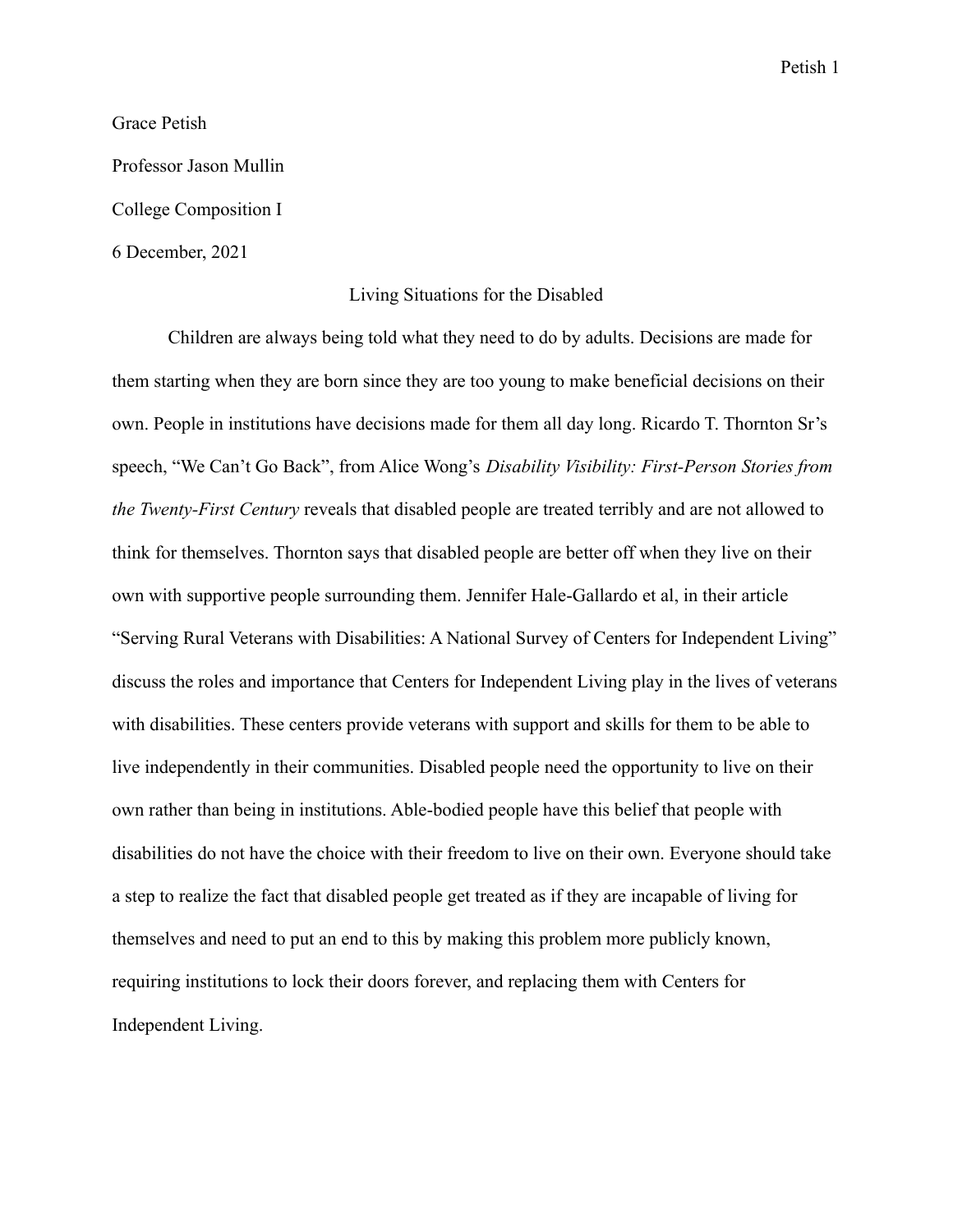Grace Petish

Professor Jason Mullin

College Composition I

6 December, 2021

# Living Situations for the Disabled

Children are always being told what they need to do by adults. Decisions are made for them starting when they are born since they are too young to make beneficial decisions on their own. People in institutions have decisions made for them all day long. Ricardo T. Thornton Sr's speech, "We Can't Go Back", from Alice Wong's *Disability Visibility: First-Person Stories from the Twenty-First Century* reveals that disabled people are treated terribly and are not allowed to think for themselves. Thornton says that disabled people are better off when they live on their own with supportive people surrounding them. Jennifer Hale-Gallardo et al, in their article "Serving Rural Veterans with Disabilities: A National Survey of Centers for Independent Living" discuss the roles and importance that Centers for Independent Living play in the lives of veterans with disabilities. These centers provide veterans with support and skills for them to be able to live independently in their communities. Disabled people need the opportunity to live on their own rather than being in institutions. Able-bodied people have this belief that people with disabilities do not have the choice with their freedom to live on their own. Everyone should take a step to realize the fact that disabled people get treated as if they are incapable of living for themselves and need to put an end to this by making this problem more publicly known, requiring institutions to lock their doors forever, and replacing them with Centers for Independent Living.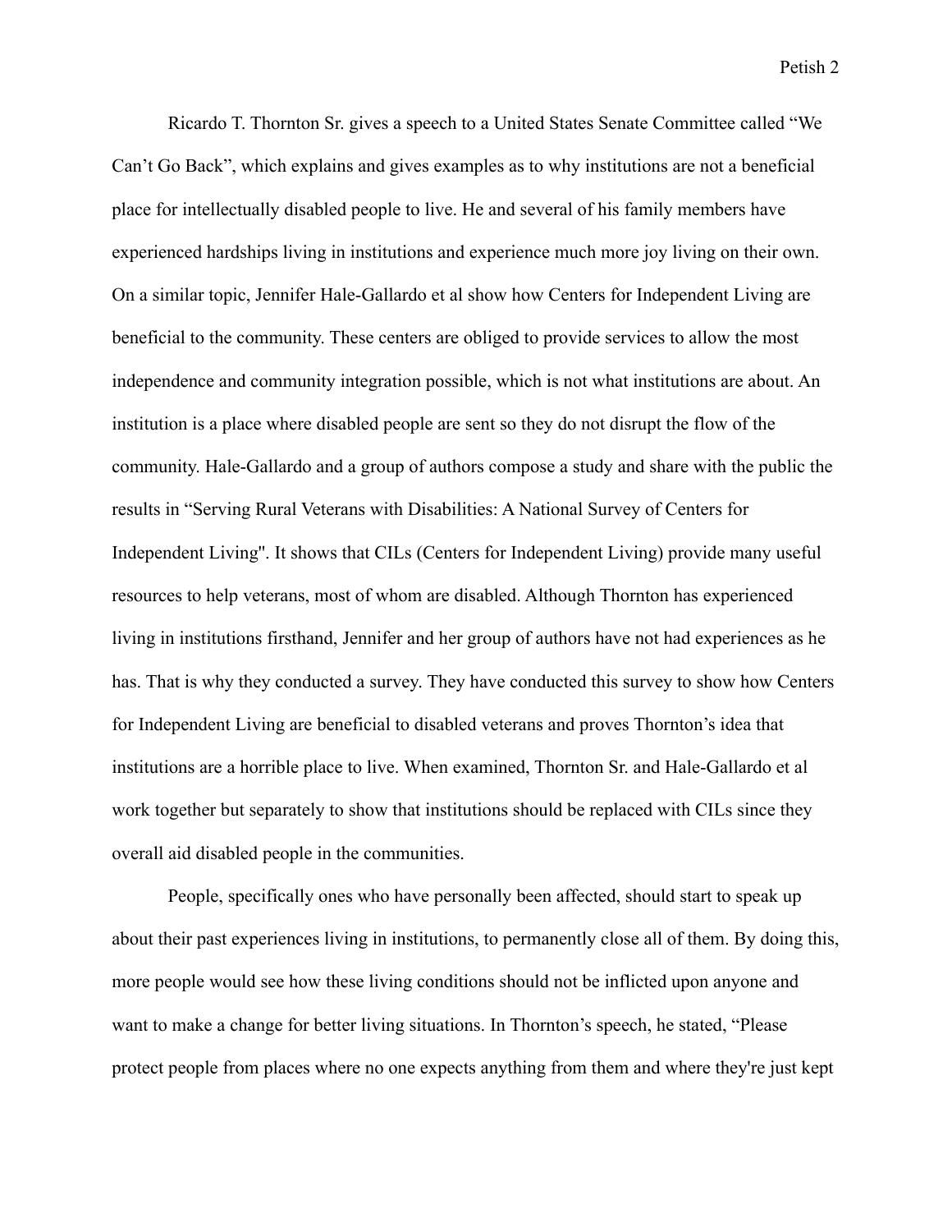Ricardo T. Thornton Sr. gives a speech to a United States Senate Committee called "We Can't Go Back", which explains and gives examples as to why institutions are not a beneficial place for intellectually disabled people to live. He and several of his family members have experienced hardships living in institutions and experience much more joy living on their own. On a similar topic, Jennifer Hale-Gallardo et al show how Centers for Independent Living are beneficial to the community. These centers are obliged to provide services to allow the most independence and community integration possible, which is not what institutions are about. An institution is a place where disabled people are sent so they do not disrupt the flow of the community. Hale-Gallardo and a group of authors compose a study and share with the public the results in "Serving Rural Veterans with Disabilities: A National Survey of Centers for Independent Living''. It shows that CILs (Centers for Independent Living) provide many useful resources to help veterans, most of whom are disabled. Although Thornton has experienced living in institutions firsthand, Jennifer and her group of authors have not had experiences as he has. That is why they conducted a survey. They have conducted this survey to show how Centers for Independent Living are beneficial to disabled veterans and proves Thornton's idea that institutions are a horrible place to live. When examined, Thornton Sr. and Hale-Gallardo et al work together but separately to show that institutions should be replaced with CILs since they overall aid disabled people in the communities.

People, specifically ones who have personally been affected, should start to speak up about their past experiences living in institutions, to permanently close all of them. By doing this, more people would see how these living conditions should not be inflicted upon anyone and want to make a change for better living situations. In Thornton's speech, he stated, "Please protect people from places where no one expects anything from them and where they're just kept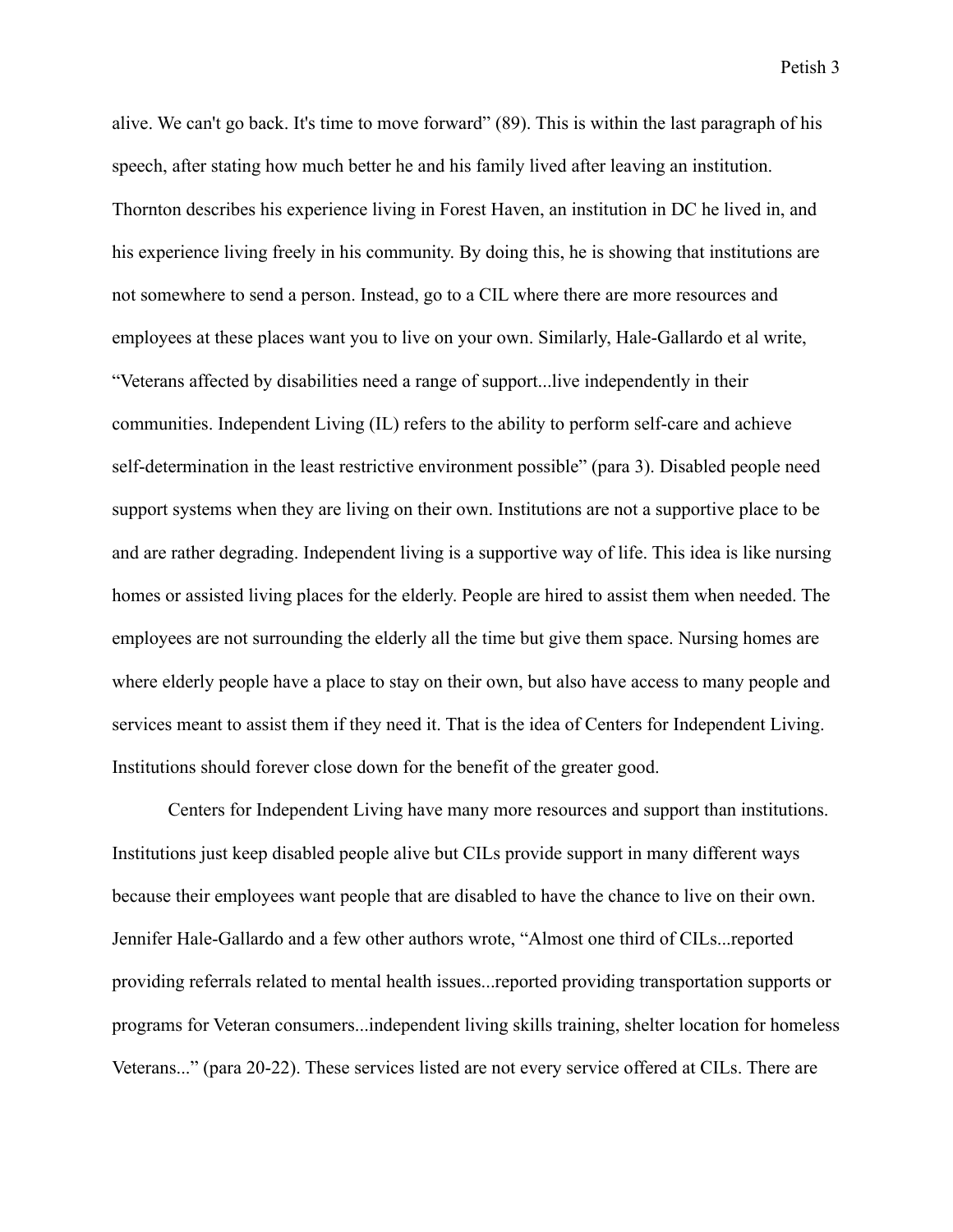alive. We can't go back. It's time to move forward" (89). This is within the last paragraph of his speech, after stating how much better he and his family lived after leaving an institution. Thornton describes his experience living in Forest Haven, an institution in DC he lived in, and his experience living freely in his community. By doing this, he is showing that institutions are not somewhere to send a person. Instead, go to a CIL where there are more resources and employees at these places want you to live on your own. Similarly, Hale-Gallardo et al write, "Veterans affected by disabilities need a range of support...live independently in their communities. Independent Living (IL) refers to the ability to perform self-care and achieve self-determination in the least restrictive environment possible" (para 3). Disabled people need support systems when they are living on their own. Institutions are not a supportive place to be and are rather degrading. Independent living is a supportive way of life. This idea is like nursing homes or assisted living places for the elderly. People are hired to assist them when needed. The employees are not surrounding the elderly all the time but give them space. Nursing homes are where elderly people have a place to stay on their own, but also have access to many people and services meant to assist them if they need it. That is the idea of Centers for Independent Living. Institutions should forever close down for the benefit of the greater good.

Centers for Independent Living have many more resources and support than institutions. Institutions just keep disabled people alive but CILs provide support in many different ways because their employees want people that are disabled to have the chance to live on their own. Jennifer Hale-Gallardo and a few other authors wrote, "Almost one third of CILs...reported providing referrals related to mental health issues...reported providing transportation supports or programs for Veteran consumers...independent living skills training, shelter location for homeless Veterans..." (para 20-22). These services listed are not every service offered at CILs. There are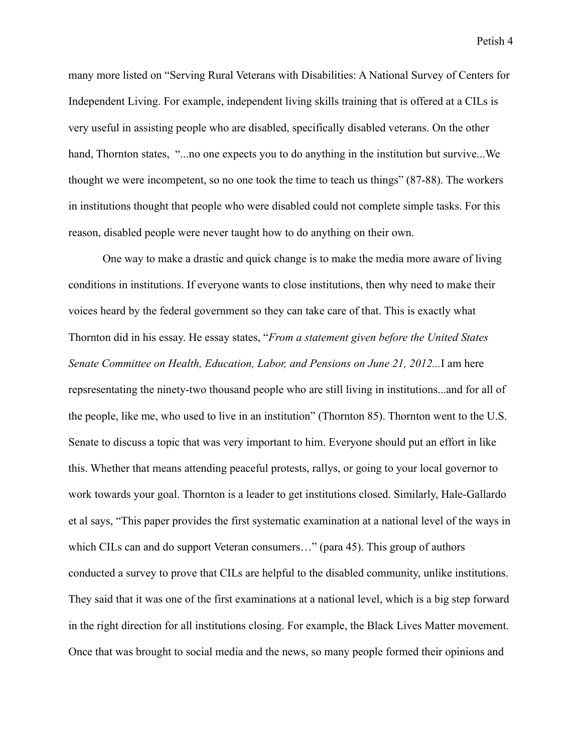many more listed on "Serving Rural Veterans with Disabilities: A National Survey of Centers for Independent Living. For example, independent living skills training that is offered at a CILs is very useful in assisting people who are disabled, specifically disabled veterans. On the other hand, Thornton states, "...no one expects you to do anything in the institution but survive...We thought we were incompetent, so no one took the time to teach us things" (87-88). The workers in institutions thought that people who were disabled could not complete simple tasks. For this reason, disabled people were never taught how to do anything on their own.

One way to make a drastic and quick change is to make the media more aware of living conditions in institutions. If everyone wants to close institutions, then why need to make their voices heard by the federal government so they can take care of that. This is exactly what Thornton did in his essay. He essay states, "*From a statement given before the United States Senate Committee on Health, Education, Labor, and Pensions on June 21, 2012...*I am here repsresentating the ninety-two thousand people who are still living in institutions...and for all of the people, like me, who used to live in an institution" (Thornton 85). Thornton went to the U.S. Senate to discuss a topic that was very important to him. Everyone should put an effort in like this. Whether that means attending peaceful protests, rallys, or going to your local governor to work towards your goal. Thornton is a leader to get institutions closed. Similarly, Hale-Gallardo et al says, "This paper provides the first systematic examination at a national level of the ways in which CILs can and do support Veteran consumers…" (para 45). This group of authors conducted a survey to prove that CILs are helpful to the disabled community, unlike institutions. They said that it was one of the first examinations at a national level, which is a big step forward in the right direction for all institutions closing. For example, the Black Lives Matter movement. Once that was brought to social media and the news, so many people formed their opinions and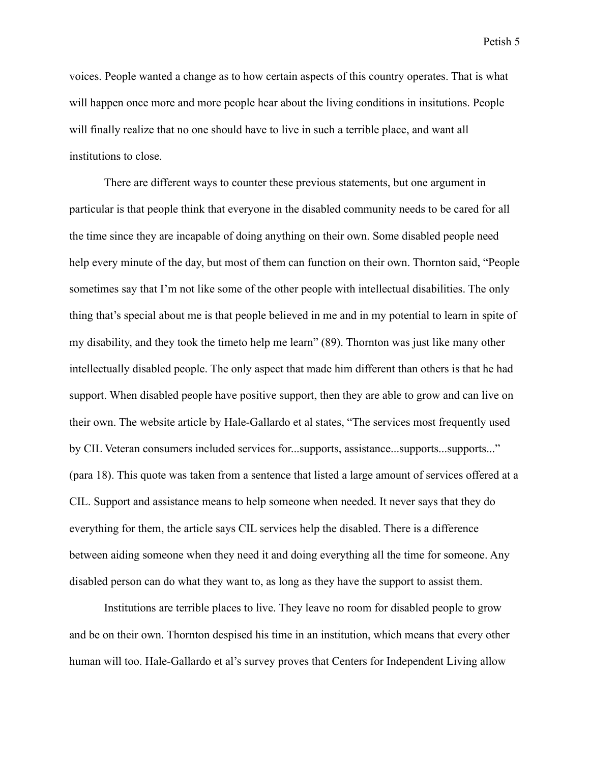voices. People wanted a change as to how certain aspects of this country operates. That is what will happen once more and more people hear about the living conditions in insitutions. People will finally realize that no one should have to live in such a terrible place, and want all institutions to close.

There are different ways to counter these previous statements, but one argument in particular is that people think that everyone in the disabled community needs to be cared for all the time since they are incapable of doing anything on their own. Some disabled people need help every minute of the day, but most of them can function on their own. Thornton said, "People sometimes say that I'm not like some of the other people with intellectual disabilities. The only thing that's special about me is that people believed in me and in my potential to learn in spite of my disability, and they took the timeto help me learn" (89). Thornton was just like many other intellectually disabled people. The only aspect that made him different than others is that he had support. When disabled people have positive support, then they are able to grow and can live on their own. The website article by Hale-Gallardo et al states, "The services most frequently used by CIL Veteran consumers included services for...supports, assistance...supports...supports..." (para 18). This quote was taken from a sentence that listed a large amount of services offered at a CIL. Support and assistance means to help someone when needed. It never says that they do everything for them, the article says CIL services help the disabled. There is a difference between aiding someone when they need it and doing everything all the time for someone. Any disabled person can do what they want to, as long as they have the support to assist them.

Institutions are terrible places to live. They leave no room for disabled people to grow and be on their own. Thornton despised his time in an institution, which means that every other human will too. Hale-Gallardo et al's survey proves that Centers for Independent Living allow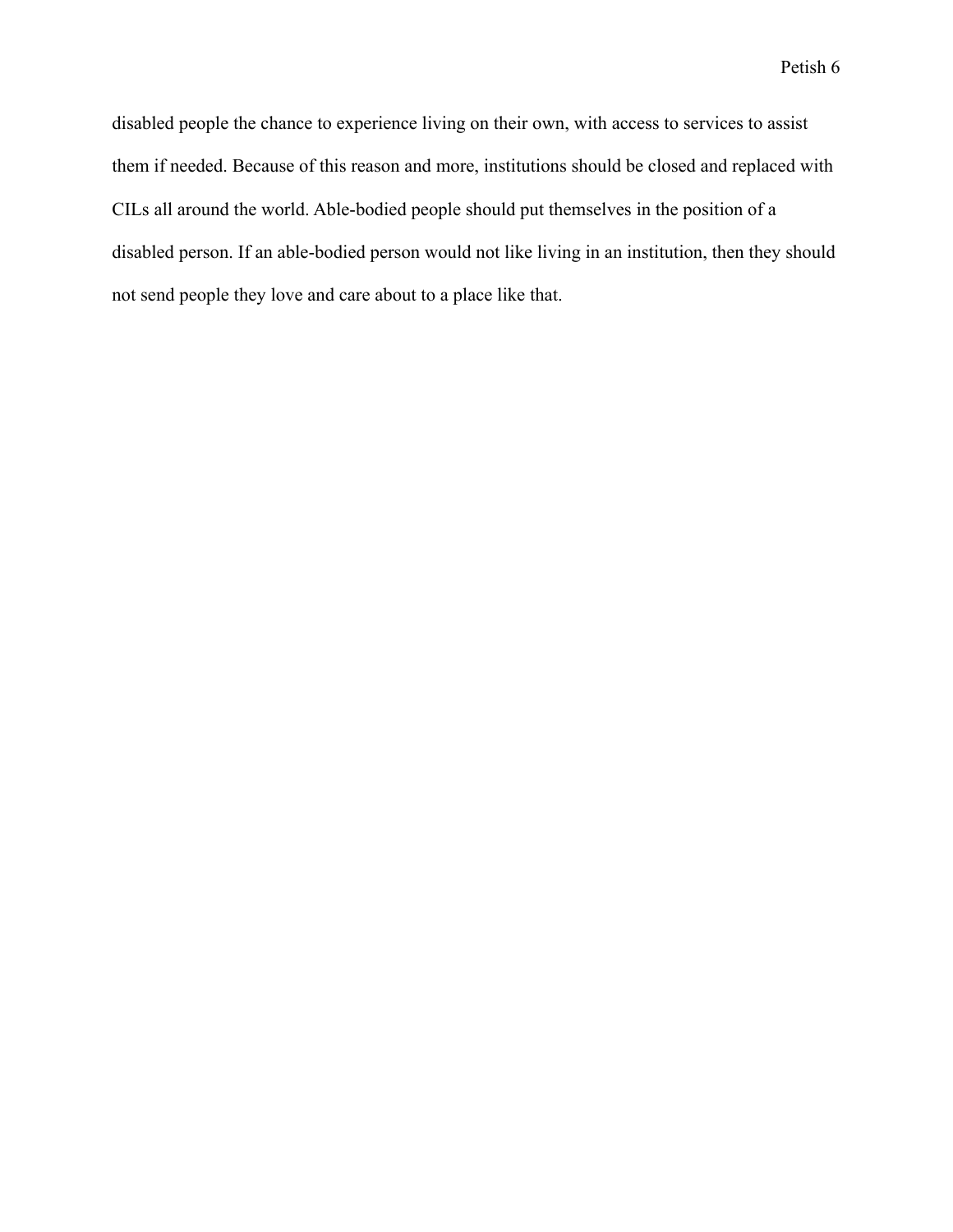disabled people the chance to experience living on their own, with access to services to assist them if needed. Because of this reason and more, institutions should be closed and replaced with CILs all around the world. Able-bodied people should put themselves in the position of a disabled person. If an able-bodied person would not like living in an institution, then they should not send people they love and care about to a place like that.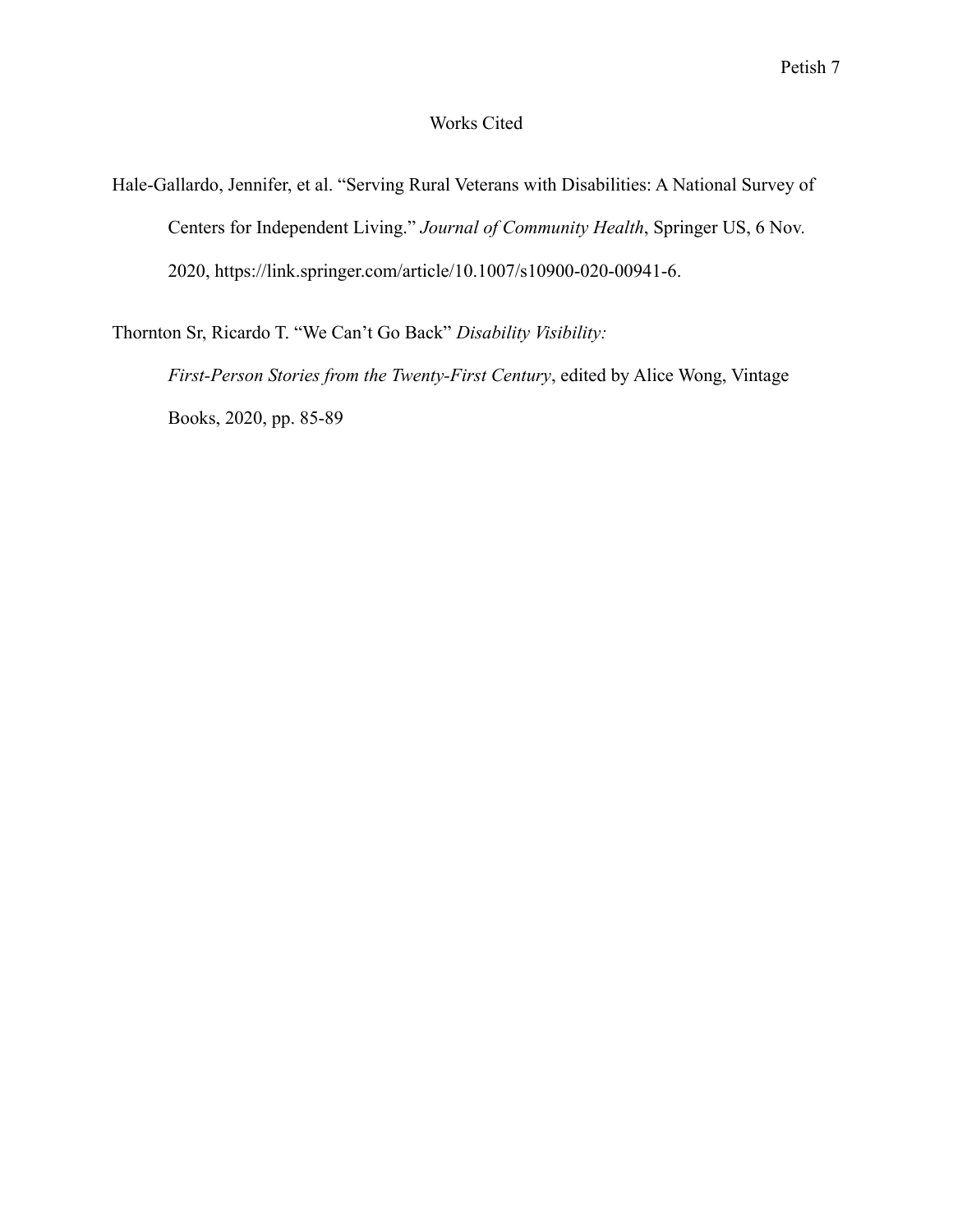# Works Cited

Hale-Gallardo, Jennifer, et al. "Serving Rural Veterans with Disabilities: A National Survey of Centers for Independent Living." *Journal of Community Health*, Springer US, 6 Nov. 2020, https://link.springer.com/article/10.1007/s10900-020-00941-6.

Thornton Sr, Ricardo T. "We Can't Go Back" *Disability Visibility: First-Person Stories from the Twenty-First Century*, edited by Alice Wong, Vintage Books, 2020, pp. 85-89